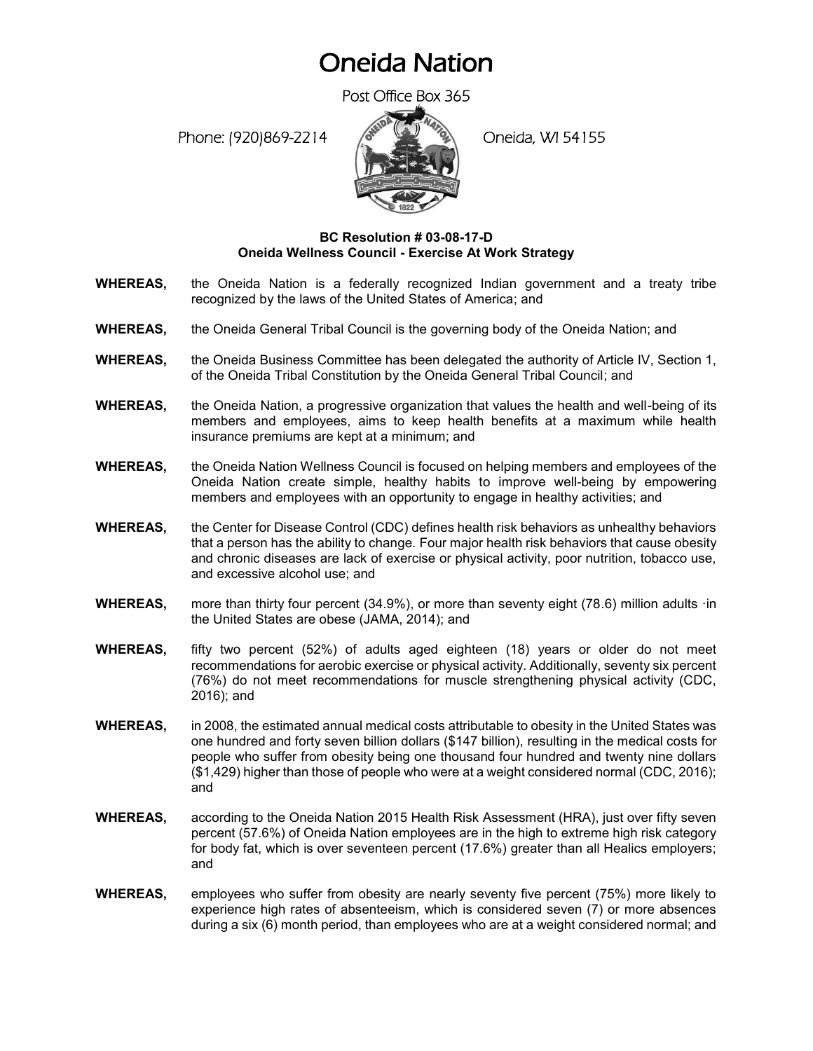# Oneida Nation

Post Office Box 365

Phone: (920)869-2214 Oneida, WI 54155

**BC Resolution # 03-08-17-D**
**Oneida Wellness Council - Exercise At Work Strategy**

**WHEREAS,** the Oneida Nation is a federally recognized Indian government and a treaty tribe recognized by the laws of the United States of America; and

**WHEREAS,** the Oneida General Tribal Council is the governing body of the Oneida Nation; and

**WHEREAS,** the Oneida Business Committee has been delegated the authority of Article IV, Section 1, of the Oneida Tribal Constitution by the Oneida General Tribal Council; and

**WHEREAS,** the Oneida Nation, a progressive organization that values the health and well-being of its members and employees, aims to keep health benefits at a maximum while health insurance premiums are kept at a minimum; and

**WHEREAS,** the Oneida Nation Wellness Council is focused on helping members and employees of the Oneida Nation create simple, healthy habits to improve well-being by empowering members and employees with an opportunity to engage in healthy activities; and

**WHEREAS,** the Center for Disease Control (CDC) defines health risk behaviors as unhealthy behaviors that a person has the ability to change. Four major health risk behaviors that cause obesity and chronic diseases are lack of exercise or physical activity, poor nutrition, tobacco use, and excessive alcohol use; and

**WHEREAS,** more than thirty four percent (34.9%), or more than seventy eight (78.6) million adults ·in the United States are obese (JAMA, 2014); and

**WHEREAS,** fifty two percent (52%) of adults aged eighteen (18) years or older do not meet recommendations for aerobic exercise or physical activity. Additionally, seventy six percent (76%) do not meet recommendations for muscle strengthening physical activity (CDC, 2016); and

**WHEREAS,** in 2008, the estimated annual medical costs attributable to obesity in the United States was one hundred and forty seven billion dollars ($147 billion), resulting in the medical costs for people who suffer from obesity being one thousand four hundred and twenty nine dollars ($1,429) higher than those of people who were at a weight considered normal (CDC, 2016); and

**WHEREAS,** according to the Oneida Nation 2015 Health Risk Assessment (HRA), just over fifty seven percent (57.6%) of Oneida Nation employees are in the high to extreme high risk category for body fat, which is over seventeen percent (17.6%) greater than all Healics employers; and

**WHEREAS,** employees who suffer from obesity are nearly seventy five percent (75%) more likely to experience high rates of absenteeism, which is considered seven (7) or more absences during a six (6) month period, than employees who are at a weight considered normal; and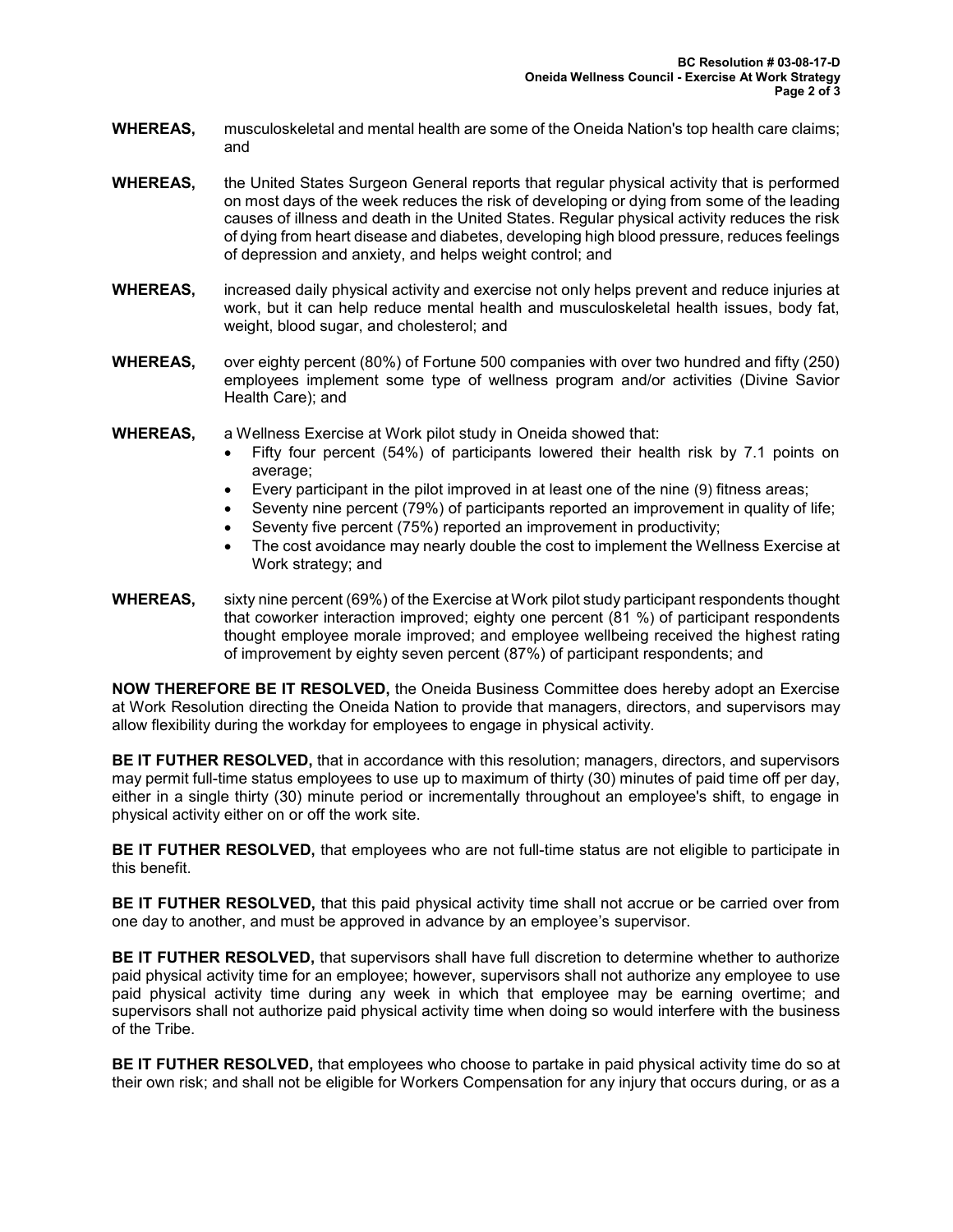**WHEREAS,** musculoskeletal and mental health are some of the Oneida Nation's top health care claims; and

**WHEREAS,** the United States Surgeon General reports that regular physical activity that is performed on most days of the week reduces the risk of developing or dying from some of the leading causes of illness and death in the United States. Regular physical activity reduces the risk of dying from heart disease and diabetes, developing high blood pressure, reduces feelings of depression and anxiety, and helps weight control; and

**WHEREAS,** increased daily physical activity and exercise not only helps prevent and reduce injuries at work, but it can help reduce mental health and musculoskeletal health issues, body fat, weight, blood sugar, and cholesterol; and

**WHEREAS,** over eighty percent (80%) of Fortune 500 companies with over two hundred and fifty (250) employees implement some type of wellness program and/or activities (Divine Savior Health Care); and

**WHEREAS,** a Wellness Exercise at Work pilot study in Oneida showed that:

- Fifty four percent (54%) of participants lowered their health risk by 7.1 points on average;
- Every participant in the pilot improved in at least one of the nine (9) fitness areas;
- Seventy nine percent (79%) of participants reported an improvement in quality of life;
- Seventy five percent (75%) reported an improvement in productivity;
- The cost avoidance may nearly double the cost to implement the Wellness Exercise at Work strategy; and

**WHEREAS,** sixty nine percent (69%) of the Exercise at Work pilot study participant respondents thought that coworker interaction improved; eighty one percent (81 %) of participant respondents thought employee morale improved; and employee wellbeing received the highest rating of improvement by eighty seven percent (87%) of participant respondents; and

**NOW THEREFORE BE IT RESOLVED,** the Oneida Business Committee does hereby adopt an Exercise at Work Resolution directing the Oneida Nation to provide that managers, directors, and supervisors may allow flexibility during the workday for employees to engage in physical activity.

**BE IT FUTHER RESOLVED,** that in accordance with this resolution; managers, directors, and supervisors may permit full-time status employees to use up to maximum of thirty (30) minutes of paid time off per day, either in a single thirty (30) minute period or incrementally throughout an employee's shift, to engage in physical activity either on or off the work site.

**BE IT FUTHER RESOLVED,** that employees who are not full-time status are not eligible to participate in this benefit.

**BE IT FUTHER RESOLVED,** that this paid physical activity time shall not accrue or be carried over from one day to another, and must be approved in advance by an employee's supervisor.

**BE IT FUTHER RESOLVED,** that supervisors shall have full discretion to determine whether to authorize paid physical activity time for an employee; however, supervisors shall not authorize any employee to use paid physical activity time during any week in which that employee may be earning overtime; and supervisors shall not authorize paid physical activity time when doing so would interfere with the business of the Tribe.

**BE IT FUTHER RESOLVED,** that employees who choose to partake in paid physical activity time do so at their own risk; and shall not be eligible for Workers Compensation for any injury that occurs during, or as a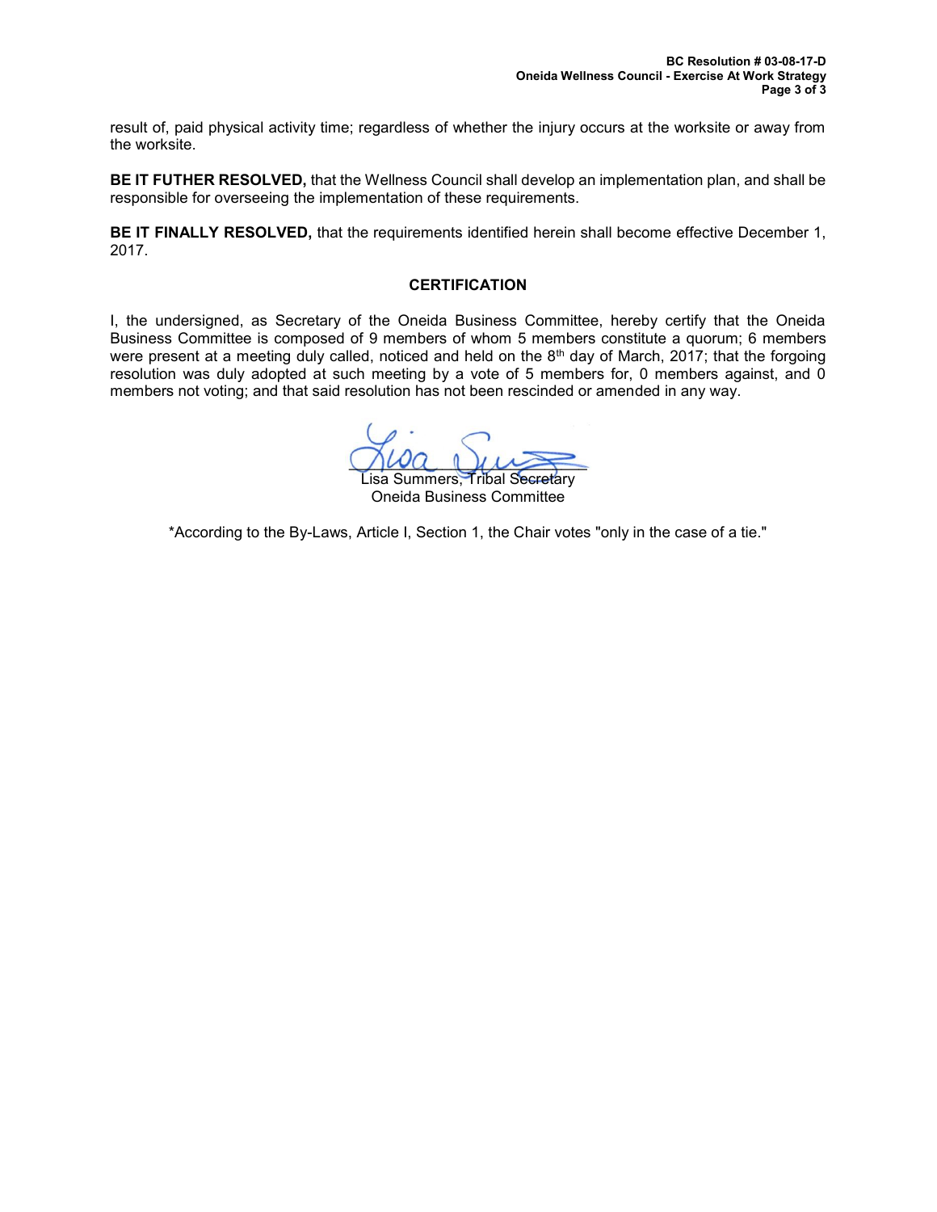result of, paid physical activity time; regardless of whether the injury occurs at the worksite or away from the worksite.

**BE IT FUTHER RESOLVED,** that the Wellness Council shall develop an implementation plan, and shall be responsible for overseeing the implementation of these requirements.

**BE IT FINALLY RESOLVED,** that the requirements identified herein shall become effective December 1, 2017.

## CERTIFICATION

I, the undersigned, as Secretary of the Oneida Business Committee, hereby certify that the Oneida Business Committee is composed of 9 members of whom 5 members constitute a quorum; 6 members were present at a meeting duly called, noticed and held on the 8th day of March, 2017; that the forgoing resolution was duly adopted at such meeting by a vote of 5 members for, 0 members against, and 0 members not voting; and that said resolution has not been rescinded or amended in any way.

Lisa Summers, Tribal Secretary
Oneida Business Committee

*According to the By-Laws, Article I, Section 1, the Chair votes "only in the case of a tie."